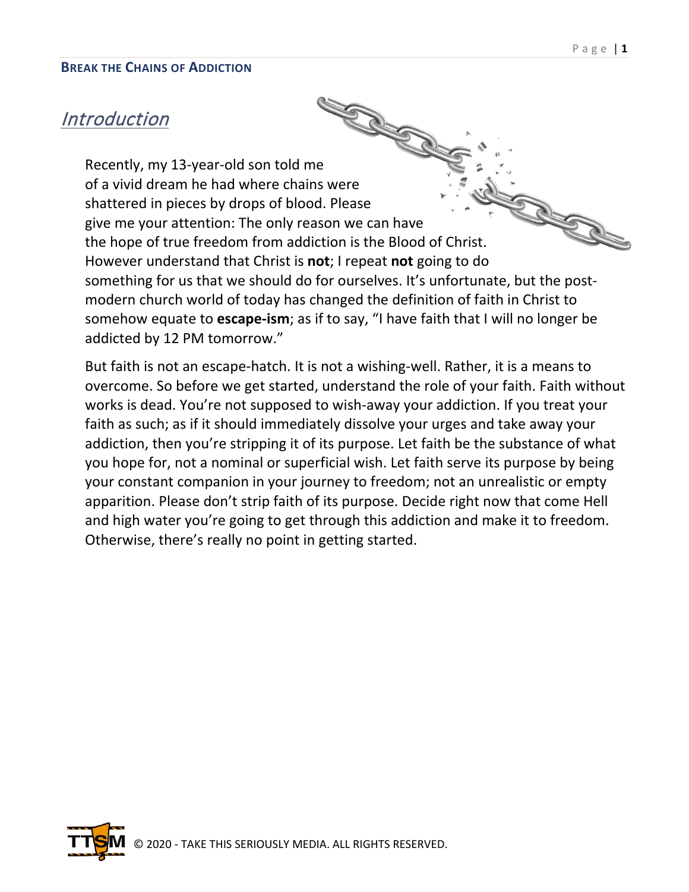## Introduction

Recently, my 13-year-old son told me of a vivid dream he had where chains were shattered in pieces by drops of blood. Please give me your attention: The only reason we can have the hope of true freedom from addiction is the Blood of Christ. However understand that Christ is **not**; I repeat **not** going to do something for us that we should do for ourselves. It's unfortunate, but the post-modern church world of today has changed the definition of faith in Christ to somehow equate to **escape-ism**; as if to say, "I have faith that I will no longer be addicted by 12 PM tomorrow."

But faith is not an escape-hatch. It is not a wishing-well. Rather, it is a means to overcome. So before we get started, understand the role of your faith. Faith without works is dead. You're not supposed to wish-away your addiction. If you treat your faith as such; as if it should immediately dissolve your urges and take away your addiction, then you're stripping it of its purpose. Let faith be the substance of what you hope for, not a nominal or superficial wish. Let faith serve its purpose by being your constant companion in your journey to freedom; not an unrealistic or empty apparition. Please don't strip faith of its purpose. Decide right now that come Hell and high water you're going to get through this addiction and make it to freedom. Otherwise, there's really no point in getting started.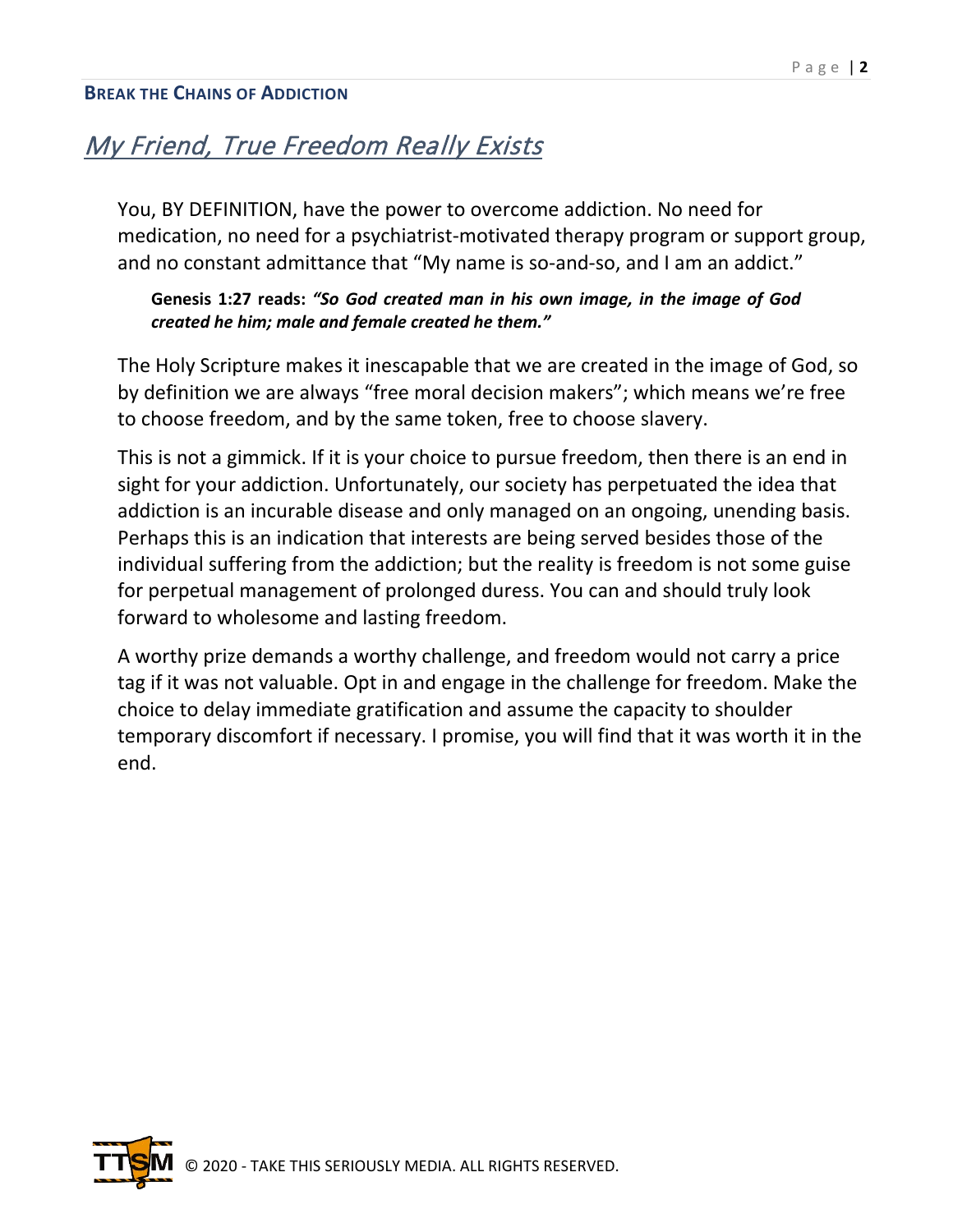## *My Friend, True Freedom Really Exists*

You, BY DEFINITION, have the power to overcome addiction. No need for medication, no need for a psychiatrist-motivated therapy program or support group, and no constant admittance that "My name is so-and-so, and I am an addict."

> **Genesis 1:27 reads:** ***"So God created man in his own image, in the image of God created he him; male and female created he them."***

The Holy Scripture makes it inescapable that we are created in the image of God, so by definition we are always "free moral decision makers"; which means we're free to choose freedom, and by the same token, free to choose slavery.

This is not a gimmick. If it is your choice to pursue freedom, then there is an end in sight for your addiction. Unfortunately, our society has perpetuated the idea that addiction is an incurable disease and only managed on an ongoing, unending basis. Perhaps this is an indication that interests are being served besides those of the individual suffering from the addiction; but the reality is freedom is not some guise for perpetual management of prolonged duress. You can and should truly look forward to wholesome and lasting freedom.

A worthy prize demands a worthy challenge, and freedom would not carry a price tag if it was not valuable. Opt in and engage in the challenge for freedom. Make the choice to delay immediate gratification and assume the capacity to shoulder temporary discomfort if necessary. I promise, you will find that it was worth it in the end.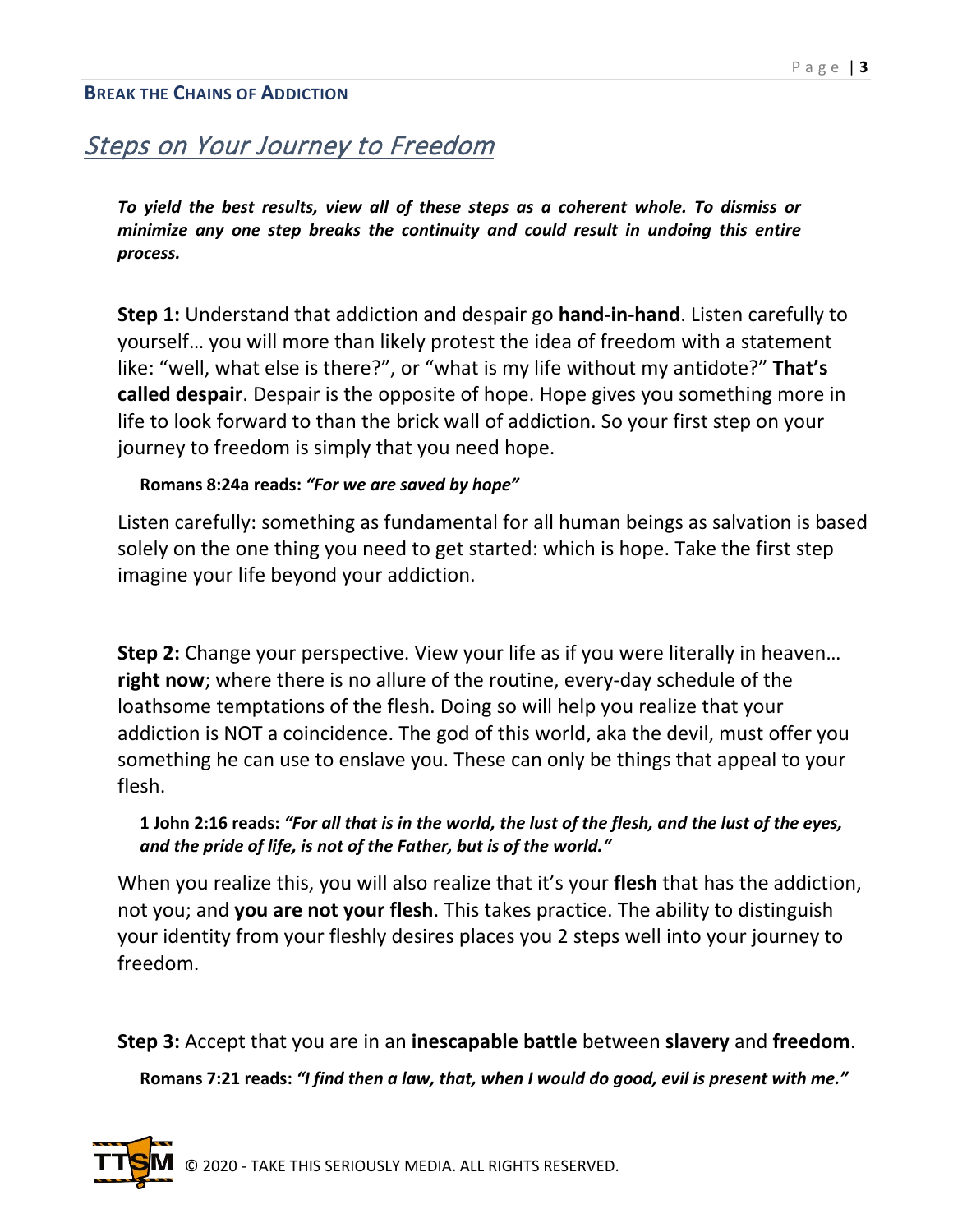## Steps on Your Journey to Freedom

***To yield the best results, view all of these steps as a coherent whole. To dismiss or minimize any one step breaks the continuity and could result in undoing this entire process.***

**Step 1:** Understand that addiction and despair go **hand-in-hand**. Listen carefully to yourself… you will more than likely protest the idea of freedom with a statement like: “well, what else is there?”, or “what is my life without my antidote?” **That’s called despair**. Despair is the opposite of hope. Hope gives you something more in life to look forward to than the brick wall of addiction. So your first step on your journey to freedom is simply that you need hope.

**Romans 8:24a reads:** ***“For we are saved by hope”***

Listen carefully: something as fundamental for all human beings as salvation is based solely on the one thing you need to get started: which is hope. Take the first step imagine your life beyond your addiction.

**Step 2:** Change your perspective. View your life as if you were literally in heaven… **right now**; where there is no allure of the routine, every-day schedule of the loathsome temptations of the flesh. Doing so will help you realize that your addiction is NOT a coincidence. The god of this world, aka the devil, must offer you something he can use to enslave you. These can only be things that appeal to your flesh.

**1 John 2:16 reads:** ***“For all that is in the world, the lust of the flesh, and the lust of the eyes, and the pride of life, is not of the Father, but is of the world.“***

When you realize this, you will also realize that it’s your **flesh** that has the addiction, not you; and **you are not your flesh**. This takes practice. The ability to distinguish your identity from your fleshly desires places you 2 steps well into your journey to freedom.

**Step 3:** Accept that you are in an **inescapable battle** between **slavery** and **freedom**.

**Romans 7:21 reads:** ***“I find then a law, that, when I would do good, evil is present with me.”***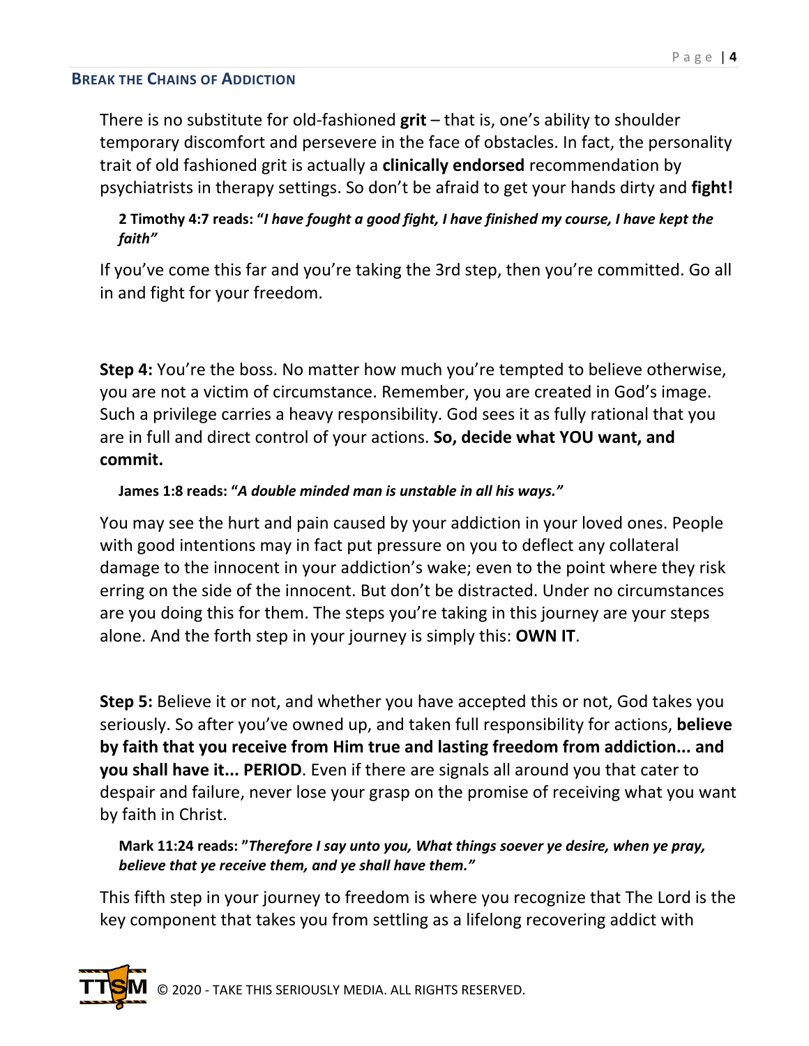There is no substitute for old-fashioned **grit** – that is, one's ability to shoulder temporary discomfort and persevere in the face of obstacles. In fact, the personality trait of old fashioned grit is actually a **clinically endorsed** recommendation by psychiatrists in therapy settings. So don't be afraid to get your hands dirty and **fight!**

> **2 Timothy 4:7 reads: "*I have fought a good fight, I have finished my course, I have kept the faith"***

If you've come this far and you're taking the 3rd step, then you're committed. Go all in and fight for your freedom.

**Step 4:** You're the boss. No matter how much you're tempted to believe otherwise, you are not a victim of circumstance. Remember, you are created in God's image. Such a privilege carries a heavy responsibility. God sees it as fully rational that you are in full and direct control of your actions. **So, decide what YOU want, and commit.**

> **James 1:8 reads: "*A double minded man is unstable in all his ways."***

You may see the hurt and pain caused by your addiction in your loved ones. People with good intentions may in fact put pressure on you to deflect any collateral damage to the innocent in your addiction's wake; even to the point where they risk erring on the side of the innocent. But don't be distracted. Under no circumstances are you doing this for them. The steps you're taking in this journey are your steps alone. And the forth step in your journey is simply this: **OWN IT**.

**Step 5:** Believe it or not, and whether you have accepted this or not, God takes you seriously. So after you've owned up, and taken full responsibility for actions, **believe by faith that you receive from Him true and lasting freedom from addiction... and you shall have it... PERIOD**. Even if there are signals all around you that cater to despair and failure, never lose your grasp on the promise of receiving what you want by faith in Christ.

> **Mark 11:24 reads: "*Therefore I say unto you, What things soever ye desire, when ye pray, believe that ye receive them, and ye shall have them."***

This fifth step in your journey to freedom is where you recognize that The Lord is the key component that takes you from settling as a lifelong recovering addict with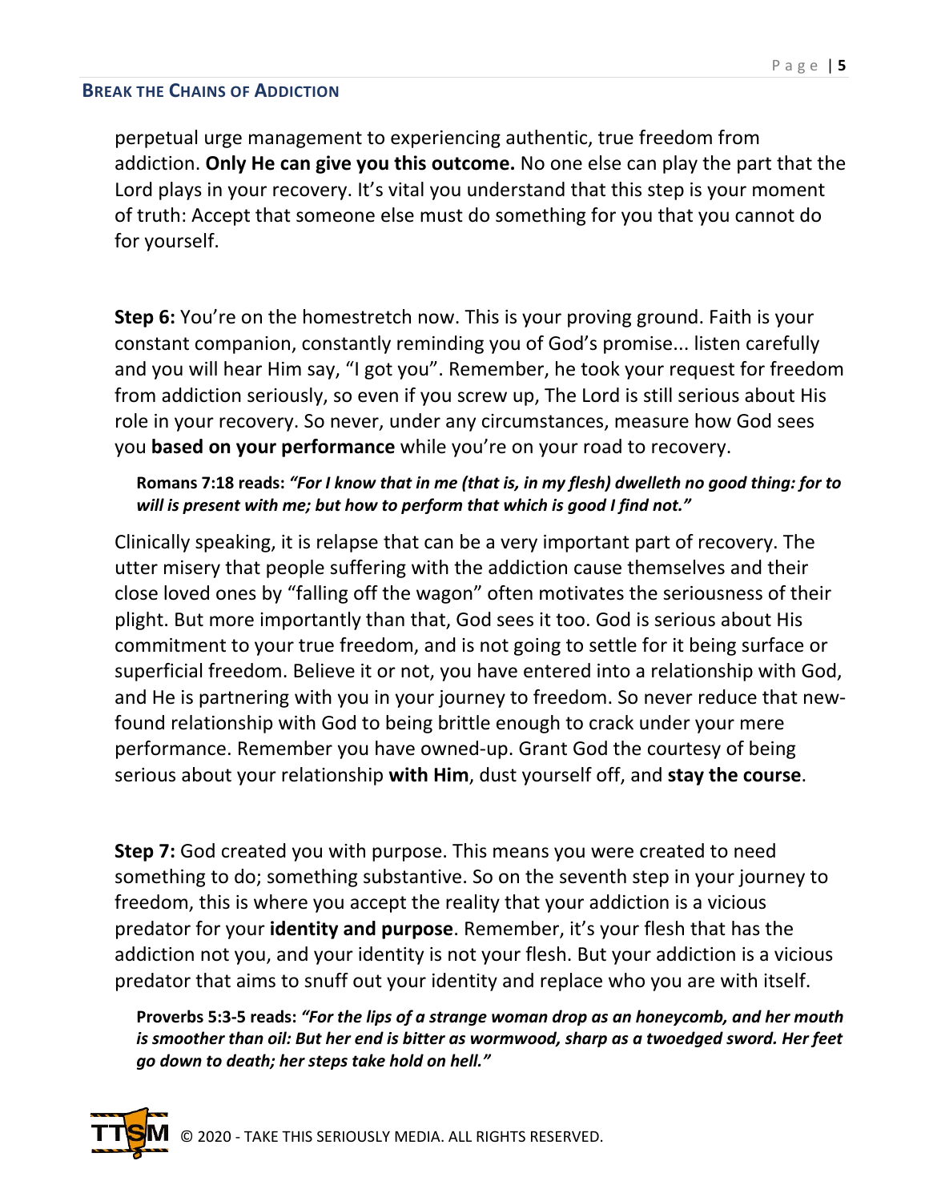perpetual urge management to experiencing authentic, true freedom from addiction. **Only He can give you this outcome.** No one else can play the part that the Lord plays in your recovery. It's vital you understand that this step is your moment of truth: Accept that someone else must do something for you that you cannot do for yourself.

**Step 6:** You're on the homestretch now. This is your proving ground. Faith is your constant companion, constantly reminding you of God's promise... listen carefully and you will hear Him say, "I got you". Remember, he took your request for freedom from addiction seriously, so even if you screw up, The Lord is still serious about His role in your recovery. So never, under any circumstances, measure how God sees you **based on your performance** while you're on your road to recovery.

> **Romans 7:18 reads:** ***"For I know that in me (that is, in my flesh) dwelleth no good thing: for to will is present with me; but how to perform that which is good I find not."***

Clinically speaking, it is relapse that can be a very important part of recovery. The utter misery that people suffering with the addiction cause themselves and their close loved ones by "falling off the wagon" often motivates the seriousness of their plight. But more importantly than that, God sees it too. God is serious about His commitment to your true freedom, and is not going to settle for it being surface or superficial freedom. Believe it or not, you have entered into a relationship with God, and He is partnering with you in your journey to freedom. So never reduce that new-found relationship with God to being brittle enough to crack under your mere performance. Remember you have owned-up. Grant God the courtesy of being serious about your relationship **with Him**, dust yourself off, and **stay the course**.

**Step 7:** God created you with purpose. This means you were created to need something to do; something substantive. So on the seventh step in your journey to freedom, this is where you accept the reality that your addiction is a vicious predator for your **identity and purpose**. Remember, it's your flesh that has the addiction not you, and your identity is not your flesh. But your addiction is a vicious predator that aims to snuff out your identity and replace who you are with itself.

> **Proverbs 5:3-5 reads:** ***"For the lips of a strange woman drop as an honeycomb, and her mouth is smoother than oil: But her end is bitter as wormwood, sharp as a twoedged sword. Her feet go down to death; her steps take hold on hell."***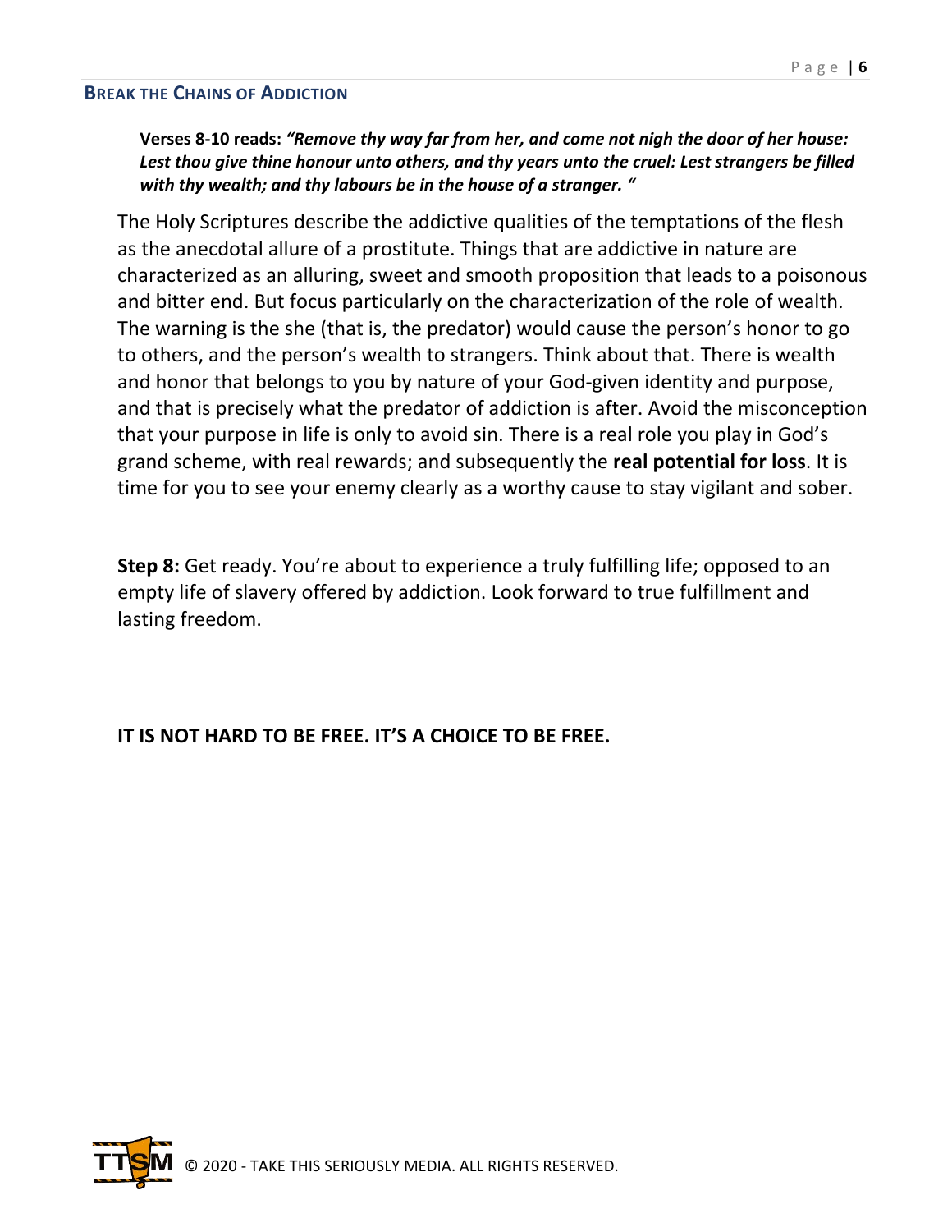**Verses 8-10 reads:** ***"Remove thy way far from her, and come not nigh the door of her house: Lest thou give thine honour unto others, and thy years unto the cruel: Lest strangers be filled with thy wealth; and thy labours be in the house of a stranger. "***

The Holy Scriptures describe the addictive qualities of the temptations of the flesh as the anecdotal allure of a prostitute. Things that are addictive in nature are characterized as an alluring, sweet and smooth proposition that leads to a poisonous and bitter end. But focus particularly on the characterization of the role of wealth. The warning is the she (that is, the predator) would cause the person's honor to go to others, and the person's wealth to strangers. Think about that. There is wealth and honor that belongs to you by nature of your God-given identity and purpose, and that is precisely what the predator of addiction is after. Avoid the misconception that your purpose in life is only to avoid sin. There is a real role you play in God's grand scheme, with real rewards; and subsequently the **real potential for loss**. It is time for you to see your enemy clearly as a worthy cause to stay vigilant and sober.

**Step 8:** Get ready. You're about to experience a truly fulfilling life; opposed to an empty life of slavery offered by addiction. Look forward to true fulfillment and lasting freedom.

**IT IS NOT HARD TO BE FREE. IT'S A CHOICE TO BE FREE.**